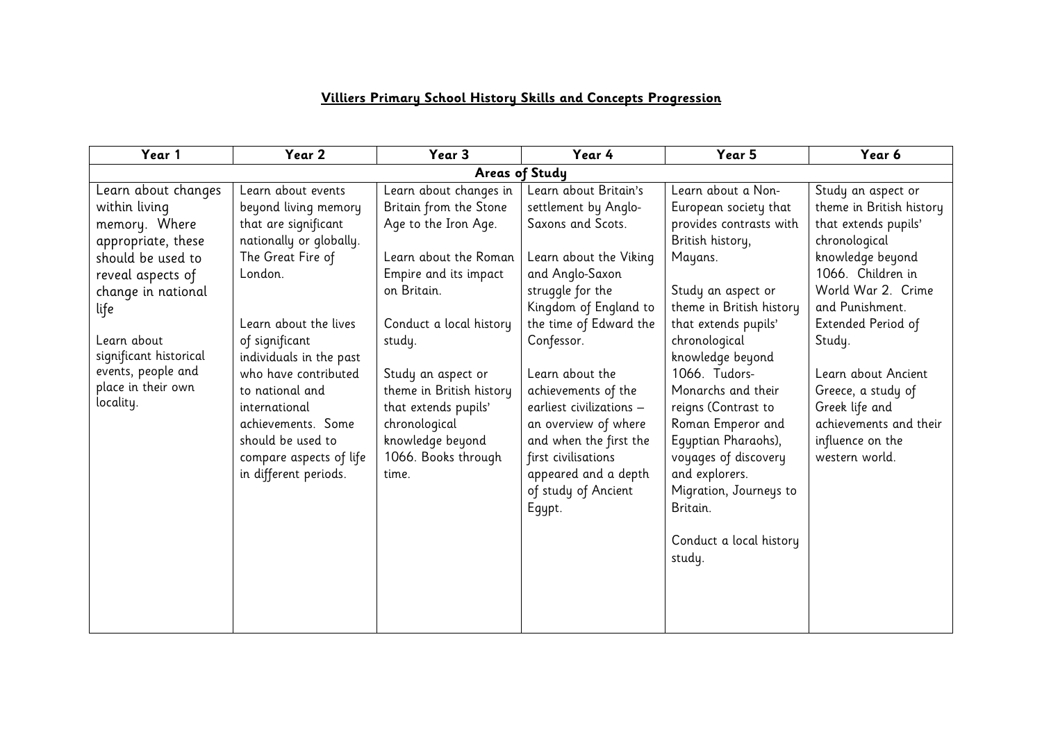**Villiers Primary School History Skills and Concepts Progression**

| Year 1 | Year 2 | Year 3 | Year 4 | Year 5 | Year 6 |
|---|---|---|---|---|---|
| **Areas of Study** | | | | | |
| Learn about changes within living memory. Where appropriate, these should be used to reveal aspects of change in national life<br><br>Learn about significant historical events, people and place in their own locality. | Learn about events beyond living memory that are significant nationally or globally. The Great Fire of London.<br><br>Learn about the lives of significant individuals in the past who have contributed to national and international achievements. Some should be used to compare aspects of life in different periods. | Learn about changes in Britain from the Stone Age to the Iron Age.<br><br>Learn about the Roman Empire and its impact on Britain.<br><br>Conduct a local history study.<br><br>Study an aspect or theme in British history that extends pupils' chronological knowledge beyond 1066. Books through time. | Learn about Britain's settlement by Anglo-Saxons and Scots.<br><br>Learn about the Viking and Anglo-Saxon struggle for the Kingdom of England to the time of Edward the Confessor.<br><br>Learn about the achievements of the earliest civilizations – an overview of where and when the first civilisations appeared and a depth of study of Ancient Egypt. | Learn about a Non-European society that provides contrasts with British history, Mayans.<br><br>Study an aspect or theme in British history that extends pupils' chronological knowledge beyond 1066. Tudors- Monarchs and their reigns (Contrast to Roman Emperor and Egyptian Pharaohs), voyages of discovery and explorers. Migration, Journeys to Britain.<br><br>Conduct a local history study. | Study an aspect or theme in British history that extends pupils' chronological knowledge beyond 1066. Children in World War 2. Crime and Punishment. Extended Period of Study.<br><br>Learn about Ancient Greece, a study of Greek life and achievements and their influence on the western world. |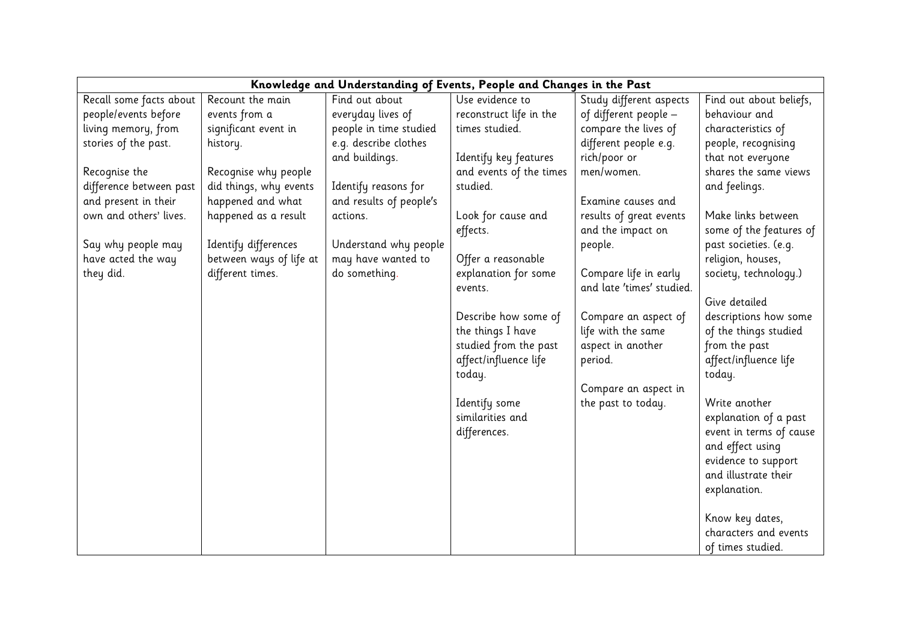| Knowledge and Understanding of Events, People and Changes in the Past | | | | | |
|---|---|---|---|---|---|
| Recall some facts about people/events before living memory, from stories of the past.<br><br>Recognise the difference between past and present in their own and others' lives.<br><br>Say why people may have acted the way they did. | Recount the main events from a significant event in history.<br><br>Recognise why people did things, why events happened and what happened as a result<br><br>Identify differences between ways of life at different times. | Find out about everyday lives of people in time studied e.g. describe clothes and buildings.<br><br>Identify reasons for and results of people's actions.<br><br>Understand why people may have wanted to do something. | Use evidence to reconstruct life in the times studied.<br><br>Identify key features and events of the times studied.<br><br>Look for cause and effects.<br><br>Offer a reasonable explanation for some events.<br><br>Describe how some of the things I have studied from the past affect/influence life today.<br><br>Identify some similarities and differences. | Study different aspects of different people – compare the lives of different people e.g. rich/poor or men/women.<br><br>Examine causes and results of great events and the impact on people.<br><br>Compare life in early and late 'times' studied.<br><br>Compare an aspect of life with the same aspect in another period.<br><br>Compare an aspect in the past to today. | Find out about beliefs, behaviour and characteristics of people, recognising that not everyone shares the same views and feelings.<br><br>Make links between some of the features of past societies. (e.g. religion, houses, society, technology.)<br><br>Give detailed descriptions how some of the things studied from the past affect/influence life today.<br><br>Write another explanation of a past event in terms of cause and effect using evidence to support and illustrate their explanation.<br><br>Know key dates, characters and events of times studied. |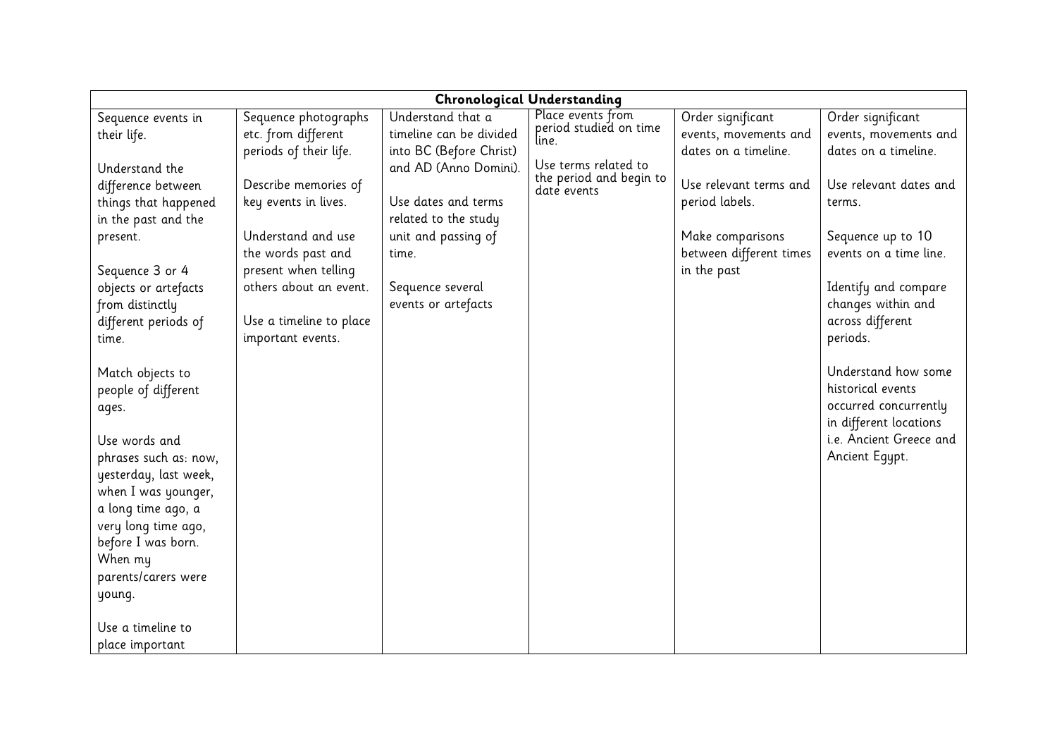| Chronological Understanding | | | | | |
|---|---|---|---|---|---|
| Sequence events in their life.<br><br>Understand the difference between things that happened in the past and the present.<br><br>Sequence 3 or 4 objects or artefacts from distinctly different periods of time.<br><br>Match objects to people of different ages.<br><br>Use words and phrases such as: now, yesterday, last week, when I was younger, a long time ago, a very long time ago, before I was born. When my parents/carers were young.<br><br>Use a timeline to place important | Sequence photographs etc. from different periods of their life.<br><br>Describe memories of key events in lives.<br><br>Understand and use the words past and present when telling others about an event.<br><br>Use a timeline to place important events. | Understand that a timeline can be divided into BC (Before Christ) and AD (Anno Domini).<br><br>Use dates and terms related to the study unit and passing of time.<br><br>Sequence several events or artefacts | Place events from period studied on time line.<br><br>Use terms related to the period and begin to date events | Order significant events, movements and dates on a timeline.<br><br>Use relevant terms and period labels.<br><br>Make comparisons between different times in the past | Order significant events, movements and dates on a timeline.<br><br>Use relevant dates and terms.<br><br>Sequence up to 10 events on a time line.<br><br>Identify and compare changes within and across different periods.<br><br>Understand how some historical events occurred concurrently in different locations i.e. Ancient Greece and Ancient Egypt. |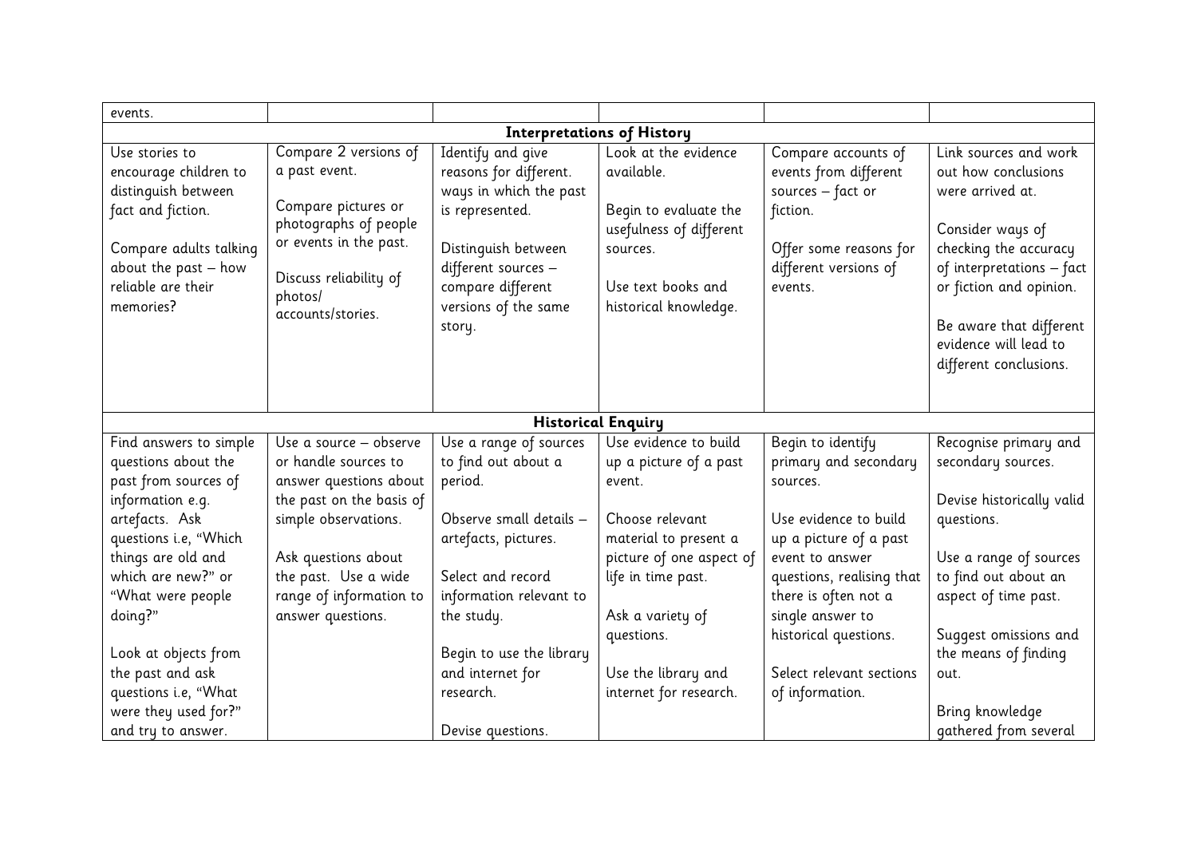| events. | | | | | |
|---|---|---|---|---|---|
| **Interpretations of History** | | | | | |
| Use stories to encourage children to distinguish between fact and fiction.<br><br>Compare adults talking about the past – how reliable are their memories? | Compare 2 versions of a past event.<br><br>Compare pictures or photographs of people or events in the past.<br><br>Discuss reliability of photos/ accounts/stories. | Identify and give reasons for different. ways in which the past is represented.<br><br>Distinguish between different sources – compare different versions of the same story. | Look at the evidence available.<br><br>Begin to evaluate the usefulness of different sources.<br><br>Use text books and historical knowledge. | Compare accounts of events from different sources – fact or fiction.<br><br>Offer some reasons for different versions of events. | Link sources and work out how conclusions were arrived at.<br><br>Consider ways of checking the accuracy of interpretations – fact or fiction and opinion.<br><br>Be aware that different evidence will lead to different conclusions. |
| **Historical Enquiry** | | | | | |
| Find answers to simple questions about the past from sources of information e.g. artefacts. Ask questions i.e, "Which things are old and which are new?" or "What were people doing?"<br><br>Look at objects from the past and ask questions i.e, "What were they used for?" and try to answer. | Use a source – observe or handle sources to answer questions about the past on the basis of simple observations.<br><br>Ask questions about the past. Use a wide range of information to answer questions. | Use a range of sources to find out about a period.<br><br>Observe small details – artefacts, pictures.<br><br>Select and record information relevant to the study.<br><br>Begin to use the library and internet for research.<br><br>Devise questions. | Use evidence to build up a picture of a past event.<br><br>Choose relevant material to present a picture of one aspect of life in time past.<br><br>Ask a variety of questions.<br><br>Use the library and internet for research. | Begin to identify primary and secondary sources.<br><br>Use evidence to build up a picture of a past event to answer questions, realising that there is often not a single answer to historical questions.<br><br>Select relevant sections of information. | Recognise primary and secondary sources.<br><br>Devise historically valid questions.<br><br>Use a range of sources to find out about an aspect of time past.<br><br>Suggest omissions and the means of finding out.<br><br>Bring knowledge gathered from several |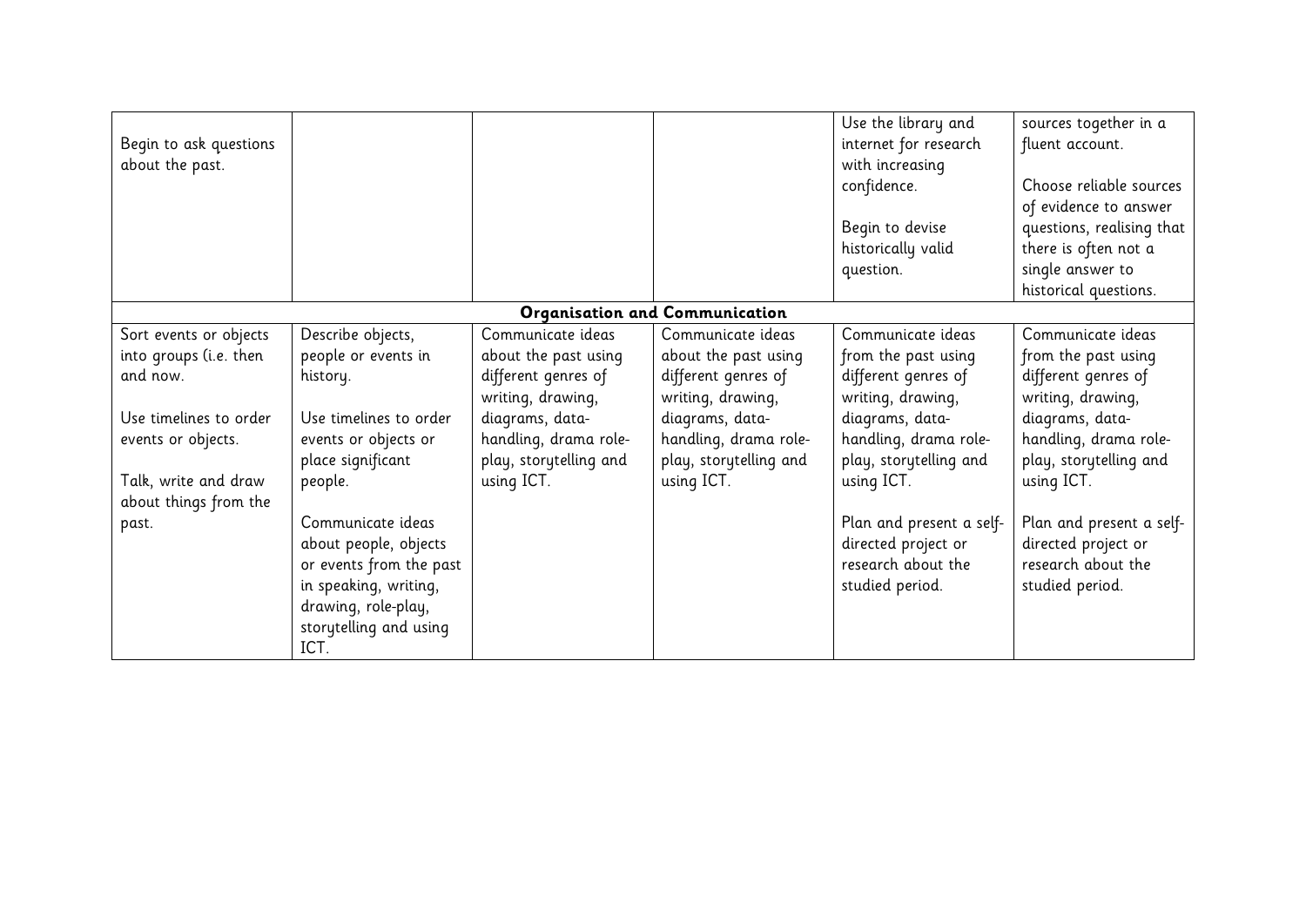| | | | | | |
|---|---|---|---|---|---|
| Begin to ask questions about the past. | | | | Use the library and internet for research with increasing confidence.<br><br>Begin to devise historically valid question. | sources together in a fluent account.<br><br>Choose reliable sources of evidence to answer questions, realising that there is often not a single answer to historical questions. |
| **Organisation and Communication** | | | | | |
| Sort events or objects into groups (i.e. then and now.<br><br>Use timelines to order events or objects.<br><br>Talk, write and draw about things from the past. | Describe objects, people or events in history.<br><br>Use timelines to order events or objects or place significant people.<br><br>Communicate ideas about people, objects or events from the past in speaking, writing, drawing, role-play, storytelling and using ICT. | Communicate ideas about the past using different genres of writing, drawing, diagrams, data-handling, drama role-play, storytelling and using ICT. | Communicate ideas about the past using different genres of writing, drawing, diagrams, data-handling, drama role-play, storytelling and using ICT. | Communicate ideas from the past using different genres of writing, drawing, diagrams, data-handling, drama role-play, storytelling and using ICT.<br><br>Plan and present a self-directed project or research about the studied period. | Communicate ideas from the past using different genres of writing, drawing, diagrams, data-handling, drama role-play, storytelling and using ICT.<br><br>Plan and present a self-directed project or research about the studied period. |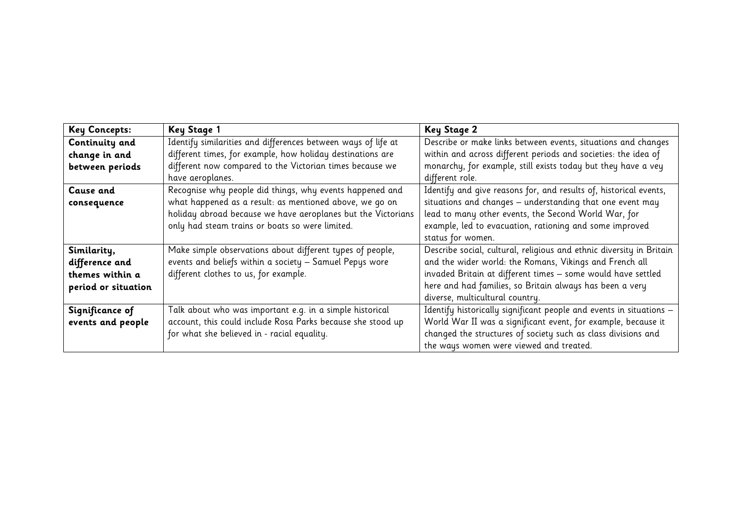| Key Concepts: | Key Stage 1 | Key Stage 2 |
|---|---|---|
| **Continuity and change in and between periods** | Identify similarities and differences between ways of life at different times, for example, how holiday destinations are different now compared to the Victorian times because we have aeroplanes. | Describe or make links between events, situations and changes within and across different periods and societies: the idea of monarchy, for example, still exists today but they have a vey different role. |
| **Cause and consequence** | Recognise why people did things, why events happened and what happened as a result: as mentioned above, we go on holiday abroad because we have aeroplanes but the Victorians only had steam trains or boats so were limited. | Identify and give reasons for, and results of, historical events, situations and changes – understanding that one event may lead to many other events, the Second World War, for example, led to evacuation, rationing and some improved status for women. |
| **Similarity, difference and themes within a period or situation** | Make simple observations about different types of people, events and beliefs within a society – Samuel Pepys wore different clothes to us, for example. | Describe social, cultural, religious and ethnic diversity in Britain and the wider world: the Romans, Vikings and French all invaded Britain at different times – some would have settled here and had families, so Britain always has been a very diverse, multicultural country. |
| **Significance of events and people** | Talk about who was important e.g. in a simple historical account, this could include Rosa Parks because she stood up for what she believed in - racial equality. | Identify historically significant people and events in situations – World War II was a significant event, for example, because it changed the structures of society such as class divisions and the ways women were viewed and treated. |